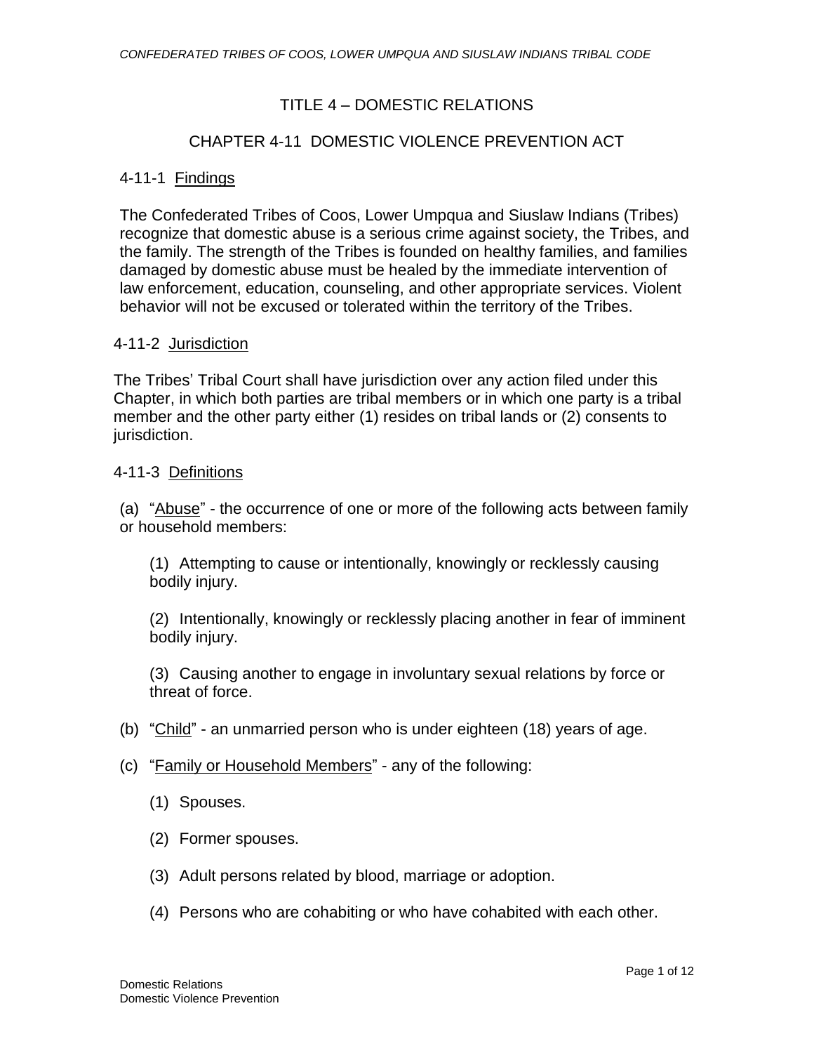# TITLE 4 – DOMESTIC RELATIONS

## CHAPTER 4-11 DOMESTIC VIOLENCE PREVENTION ACT

### 4-11-1 Findings

The Confederated Tribes of Coos, Lower Umpqua and Siuslaw Indians (Tribes) recognize that domestic abuse is a serious crime against society, the Tribes, and the family. The strength of the Tribes is founded on healthy families, and families damaged by domestic abuse must be healed by the immediate intervention of law enforcement, education, counseling, and other appropriate services. Violent behavior will not be excused or tolerated within the territory of the Tribes.

### 4-11-2 Jurisdiction

The Tribes' Tribal Court shall have jurisdiction over any action filed under this Chapter, in which both parties are tribal members or in which one party is a tribal member and the other party either (1) resides on tribal lands or (2) consents to jurisdiction.

### 4-11-3 Definitions

(a) "Abuse" - the occurrence of one or more of the following acts between family or household members:

(1) Attempting to cause or intentionally, knowingly or recklessly causing bodily injury.

(2) Intentionally, knowingly or recklessly placing another in fear of imminent bodily injury.

(3) Causing another to engage in involuntary sexual relations by force or threat of force.

(b) "Child" - an unmarried person who is under eighteen (18) years of age.

(c) "Family or Household Members" - any of the following:

(1) Spouses.

(2) Former spouses.

(3) Adult persons related by blood, marriage or adoption.

(4) Persons who are cohabiting or who have cohabited with each other.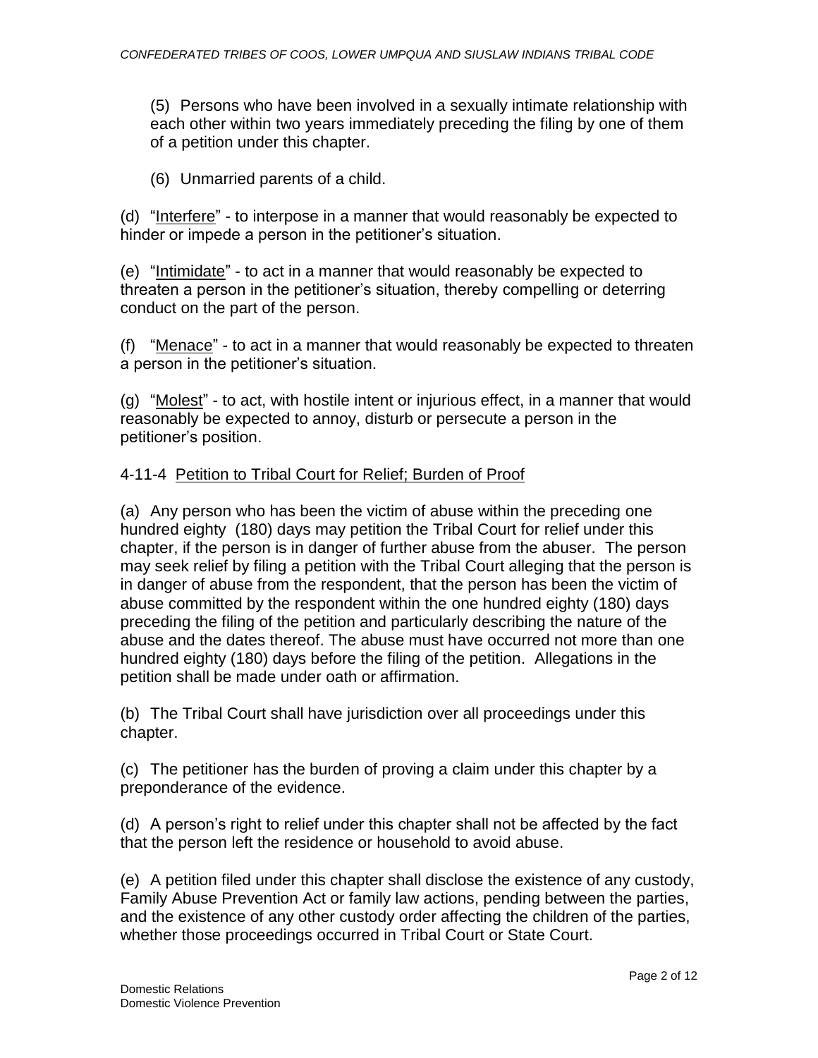(5) Persons who have been involved in a sexually intimate relationship with each other within two years immediately preceding the filing by one of them of a petition under this chapter.

(6) Unmarried parents of a child.

(d) "Interfere" - to interpose in a manner that would reasonably be expected to hinder or impede a person in the petitioner's situation.

(e) "Intimidate" - to act in a manner that would reasonably be expected to threaten a person in the petitioner's situation, thereby compelling or deterring conduct on the part of the person.

(f) "Menace" - to act in a manner that would reasonably be expected to threaten a person in the petitioner's situation.

(g) "Molest" - to act, with hostile intent or injurious effect, in a manner that would reasonably be expected to annoy, disturb or persecute a person in the petitioner's position.

## 4-11-4 Petition to Tribal Court for Relief; Burden of Proof

(a) Any person who has been the victim of abuse within the preceding one hundred eighty (180) days may petition the Tribal Court for relief under this chapter, if the person is in danger of further abuse from the abuser. The person may seek relief by filing a petition with the Tribal Court alleging that the person is in danger of abuse from the respondent, that the person has been the victim of abuse committed by the respondent within the one hundred eighty (180) days preceding the filing of the petition and particularly describing the nature of the abuse and the dates thereof. The abuse must have occurred not more than one hundred eighty (180) days before the filing of the petition. Allegations in the petition shall be made under oath or affirmation.

(b) The Tribal Court shall have jurisdiction over all proceedings under this chapter.

(c) The petitioner has the burden of proving a claim under this chapter by a preponderance of the evidence.

(d) A person's right to relief under this chapter shall not be affected by the fact that the person left the residence or household to avoid abuse.

(e) A petition filed under this chapter shall disclose the existence of any custody, Family Abuse Prevention Act or family law actions, pending between the parties, and the existence of any other custody order affecting the children of the parties, whether those proceedings occurred in Tribal Court or State Court.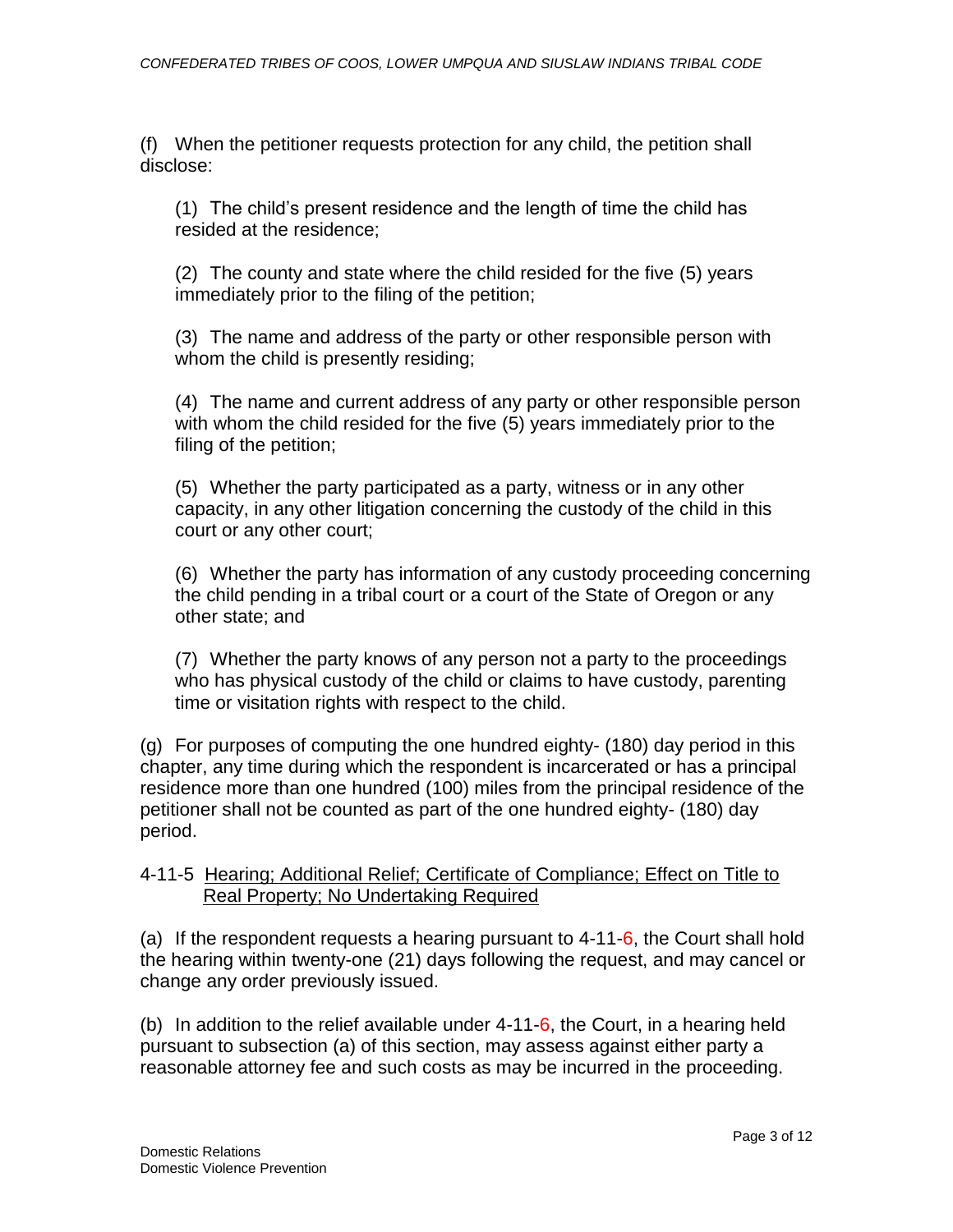(f) When the petitioner requests protection for any child, the petition shall disclose:

(1) The child's present residence and the length of time the child has resided at the residence;

(2) The county and state where the child resided for the five (5) years immediately prior to the filing of the petition;

(3) The name and address of the party or other responsible person with whom the child is presently residing;

(4) The name and current address of any party or other responsible person with whom the child resided for the five (5) years immediately prior to the filing of the petition;

(5) Whether the party participated as a party, witness or in any other capacity, in any other litigation concerning the custody of the child in this court or any other court;

(6) Whether the party has information of any custody proceeding concerning the child pending in a tribal court or a court of the State of Oregon or any other state; and

(7) Whether the party knows of any person not a party to the proceedings who has physical custody of the child or claims to have custody, parenting time or visitation rights with respect to the child.

(g) For purposes of computing the one hundred eighty- (180) day period in this chapter, any time during which the respondent is incarcerated or has a principal residence more than one hundred (100) miles from the principal residence of the petitioner shall not be counted as part of the one hundred eighty- (180) day period.

## 4-11-5 Hearing; Additional Relief; Certificate of Compliance; Effect on Title to Real Property; No Undertaking Required

(a) If the respondent requests a hearing pursuant to 4-11-6, the Court shall hold the hearing within twenty-one (21) days following the request, and may cancel or change any order previously issued.

(b) In addition to the relief available under 4-11-6, the Court, in a hearing held pursuant to subsection (a) of this section, may assess against either party a reasonable attorney fee and such costs as may be incurred in the proceeding.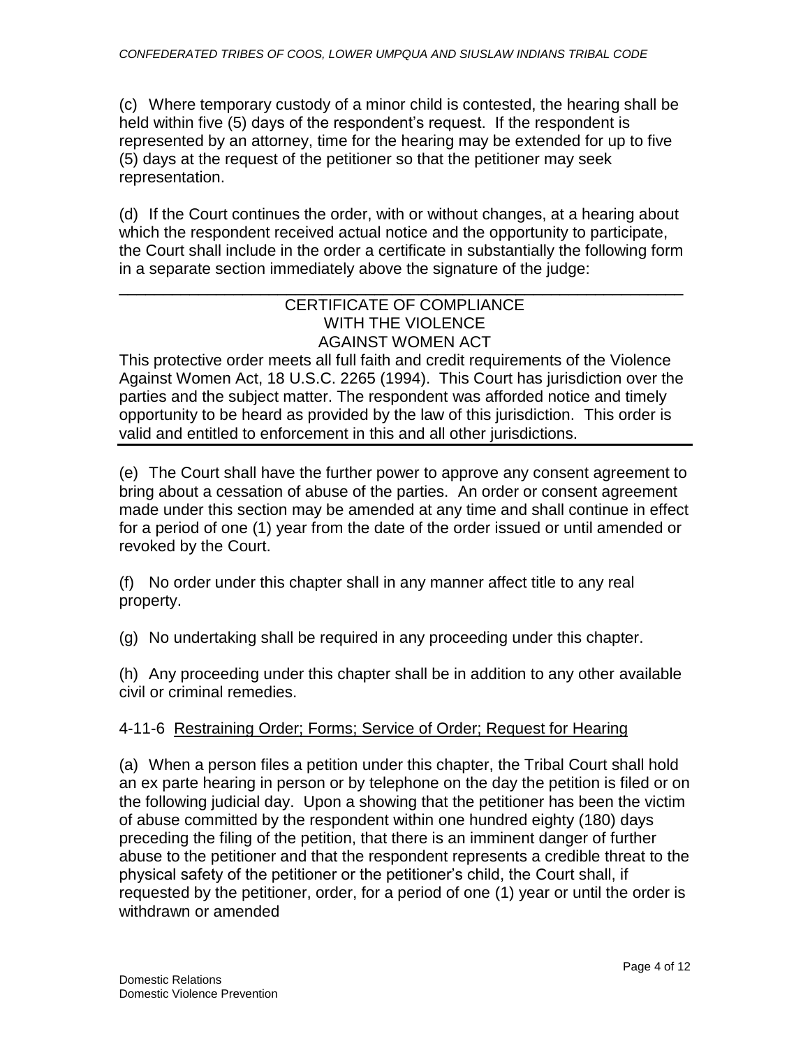(c) Where temporary custody of a minor child is contested, the hearing shall be held within five (5) days of the respondent's request. If the respondent is represented by an attorney, time for the hearing may be extended for up to five (5) days at the request of the petitioner so that the petitioner may seek representation.

(d) If the Court continues the order, with or without changes, at a hearing about which the respondent received actual notice and the opportunity to participate, the Court shall include in the order a certificate in substantially the following form in a separate section immediately above the signature of the judge:

---

CERTIFICATE OF COMPLIANCE
WITH THE VIOLENCE
AGAINST WOMEN ACT

This protective order meets all full faith and credit requirements of the Violence Against Women Act, 18 U.S.C. 2265 (1994). This Court has jurisdiction over the parties and the subject matter. The respondent was afforded notice and timely opportunity to be heard as provided by the law of this jurisdiction. This order is valid and entitled to enforcement in this and all other jurisdictions.

---

(e) The Court shall have the further power to approve any consent agreement to bring about a cessation of abuse of the parties. An order or consent agreement made under this section may be amended at any time and shall continue in effect for a period of one (1) year from the date of the order issued or until amended or revoked by the Court.

(f) No order under this chapter shall in any manner affect title to any real property.

(g) No undertaking shall be required in any proceeding under this chapter.

(h) Any proceeding under this chapter shall be in addition to any other available civil or criminal remedies.

4-11-6 Restraining Order; Forms; Service of Order; Request for Hearing

(a) When a person files a petition under this chapter, the Tribal Court shall hold an ex parte hearing in person or by telephone on the day the petition is filed or on the following judicial day. Upon a showing that the petitioner has been the victim of abuse committed by the respondent within one hundred eighty (180) days preceding the filing of the petition, that there is an imminent danger of further abuse to the petitioner and that the respondent represents a credible threat to the physical safety of the petitioner or the petitioner's child, the Court shall, if requested by the petitioner, order, for a period of one (1) year or until the order is withdrawn or amended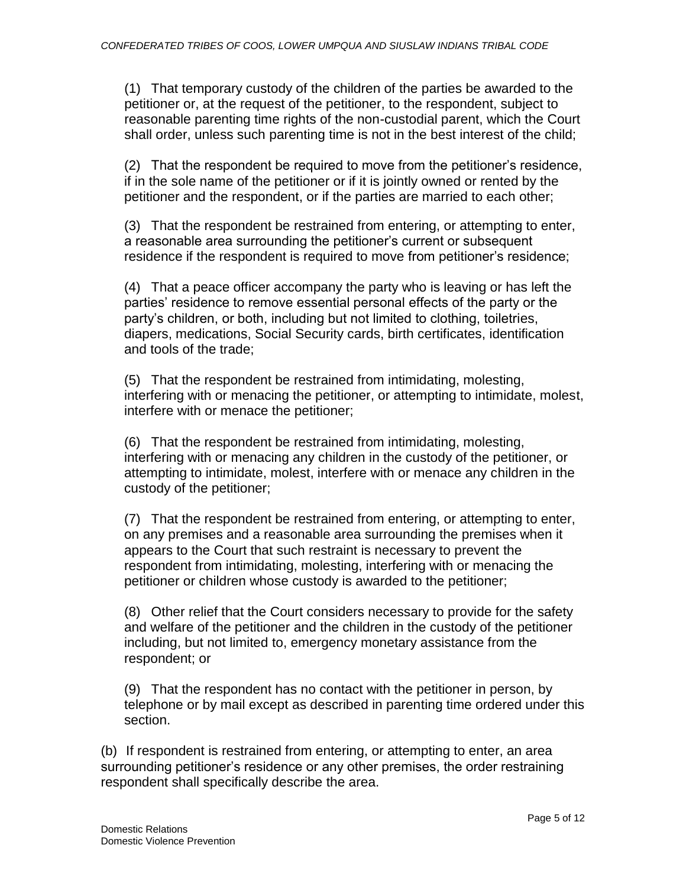(1) That temporary custody of the children of the parties be awarded to the petitioner or, at the request of the petitioner, to the respondent, subject to reasonable parenting time rights of the non-custodial parent, which the Court shall order, unless such parenting time is not in the best interest of the child;

(2) That the respondent be required to move from the petitioner's residence, if in the sole name of the petitioner or if it is jointly owned or rented by the petitioner and the respondent, or if the parties are married to each other;

(3) That the respondent be restrained from entering, or attempting to enter, a reasonable area surrounding the petitioner's current or subsequent residence if the respondent is required to move from petitioner's residence;

(4) That a peace officer accompany the party who is leaving or has left the parties' residence to remove essential personal effects of the party or the party's children, or both, including but not limited to clothing, toiletries, diapers, medications, Social Security cards, birth certificates, identification and tools of the trade;

(5) That the respondent be restrained from intimidating, molesting, interfering with or menacing the petitioner, or attempting to intimidate, molest, interfere with or menace the petitioner;

(6) That the respondent be restrained from intimidating, molesting, interfering with or menacing any children in the custody of the petitioner, or attempting to intimidate, molest, interfere with or menace any children in the custody of the petitioner;

(7) That the respondent be restrained from entering, or attempting to enter, on any premises and a reasonable area surrounding the premises when it appears to the Court that such restraint is necessary to prevent the respondent from intimidating, molesting, interfering with or menacing the petitioner or children whose custody is awarded to the petitioner;

(8) Other relief that the Court considers necessary to provide for the safety and welfare of the petitioner and the children in the custody of the petitioner including, but not limited to, emergency monetary assistance from the respondent; or

(9) That the respondent has no contact with the petitioner in person, by telephone or by mail except as described in parenting time ordered under this section.

(b) If respondent is restrained from entering, or attempting to enter, an area surrounding petitioner's residence or any other premises, the order restraining respondent shall specifically describe the area.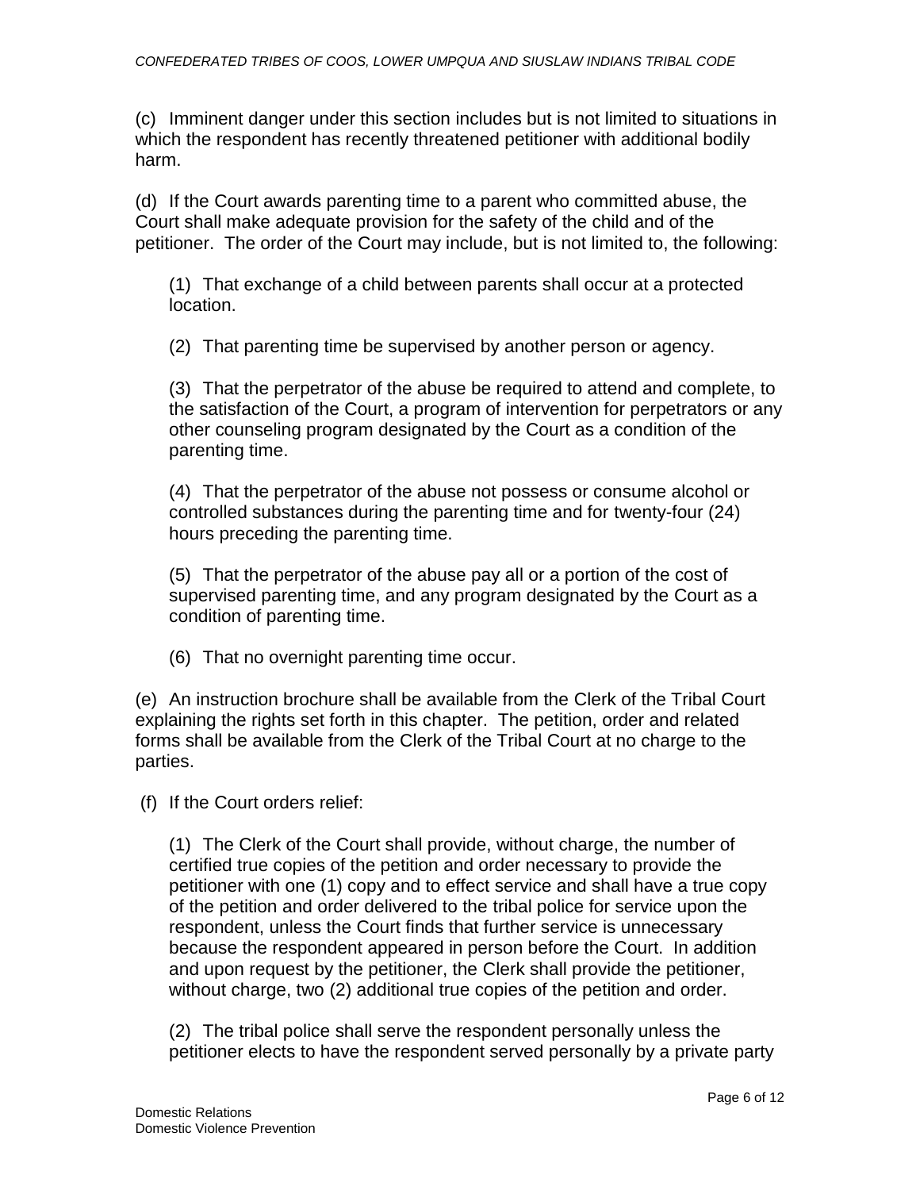(c) Imminent danger under this section includes but is not limited to situations in which the respondent has recently threatened petitioner with additional bodily harm.

(d) If the Court awards parenting time to a parent who committed abuse, the Court shall make adequate provision for the safety of the child and of the petitioner. The order of the Court may include, but is not limited to, the following:

(1) That exchange of a child between parents shall occur at a protected location.

(2) That parenting time be supervised by another person or agency.

(3) That the perpetrator of the abuse be required to attend and complete, to the satisfaction of the Court, a program of intervention for perpetrators or any other counseling program designated by the Court as a condition of the parenting time.

(4) That the perpetrator of the abuse not possess or consume alcohol or controlled substances during the parenting time and for twenty-four (24) hours preceding the parenting time.

(5) That the perpetrator of the abuse pay all or a portion of the cost of supervised parenting time, and any program designated by the Court as a condition of parenting time.

(6) That no overnight parenting time occur.

(e) An instruction brochure shall be available from the Clerk of the Tribal Court explaining the rights set forth in this chapter. The petition, order and related forms shall be available from the Clerk of the Tribal Court at no charge to the parties.

(f) If the Court orders relief:

(1) The Clerk of the Court shall provide, without charge, the number of certified true copies of the petition and order necessary to provide the petitioner with one (1) copy and to effect service and shall have a true copy of the petition and order delivered to the tribal police for service upon the respondent, unless the Court finds that further service is unnecessary because the respondent appeared in person before the Court. In addition and upon request by the petitioner, the Clerk shall provide the petitioner, without charge, two (2) additional true copies of the petition and order.

(2) The tribal police shall serve the respondent personally unless the petitioner elects to have the respondent served personally by a private party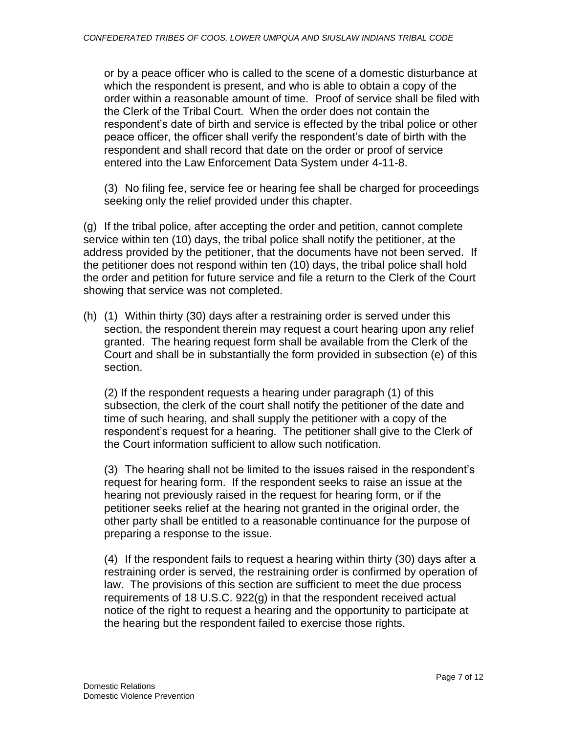or by a peace officer who is called to the scene of a domestic disturbance at which the respondent is present, and who is able to obtain a copy of the order within a reasonable amount of time. Proof of service shall be filed with the Clerk of the Tribal Court. When the order does not contain the respondent's date of birth and service is effected by the tribal police or other peace officer, the officer shall verify the respondent's date of birth with the respondent and shall record that date on the order or proof of service entered into the Law Enforcement Data System under 4-11-8.

(3) No filing fee, service fee or hearing fee shall be charged for proceedings seeking only the relief provided under this chapter.

(g) If the tribal police, after accepting the order and petition, cannot complete service within ten (10) days, the tribal police shall notify the petitioner, at the address provided by the petitioner, that the documents have not been served. If the petitioner does not respond within ten (10) days, the tribal police shall hold the order and petition for future service and file a return to the Clerk of the Court showing that service was not completed.

(h) (1) Within thirty (30) days after a restraining order is served under this section, the respondent therein may request a court hearing upon any relief granted. The hearing request form shall be available from the Clerk of the Court and shall be in substantially the form provided in subsection (e) of this section.

(2) If the respondent requests a hearing under paragraph (1) of this subsection, the clerk of the court shall notify the petitioner of the date and time of such hearing, and shall supply the petitioner with a copy of the respondent's request for a hearing. The petitioner shall give to the Clerk of the Court information sufficient to allow such notification.

(3) The hearing shall not be limited to the issues raised in the respondent's request for hearing form. If the respondent seeks to raise an issue at the hearing not previously raised in the request for hearing form, or if the petitioner seeks relief at the hearing not granted in the original order, the other party shall be entitled to a reasonable continuance for the purpose of preparing a response to the issue.

(4) If the respondent fails to request a hearing within thirty (30) days after a restraining order is served, the restraining order is confirmed by operation of law. The provisions of this section are sufficient to meet the due process requirements of 18 U.S.C. 922(g) in that the respondent received actual notice of the right to request a hearing and the opportunity to participate at the hearing but the respondent failed to exercise those rights.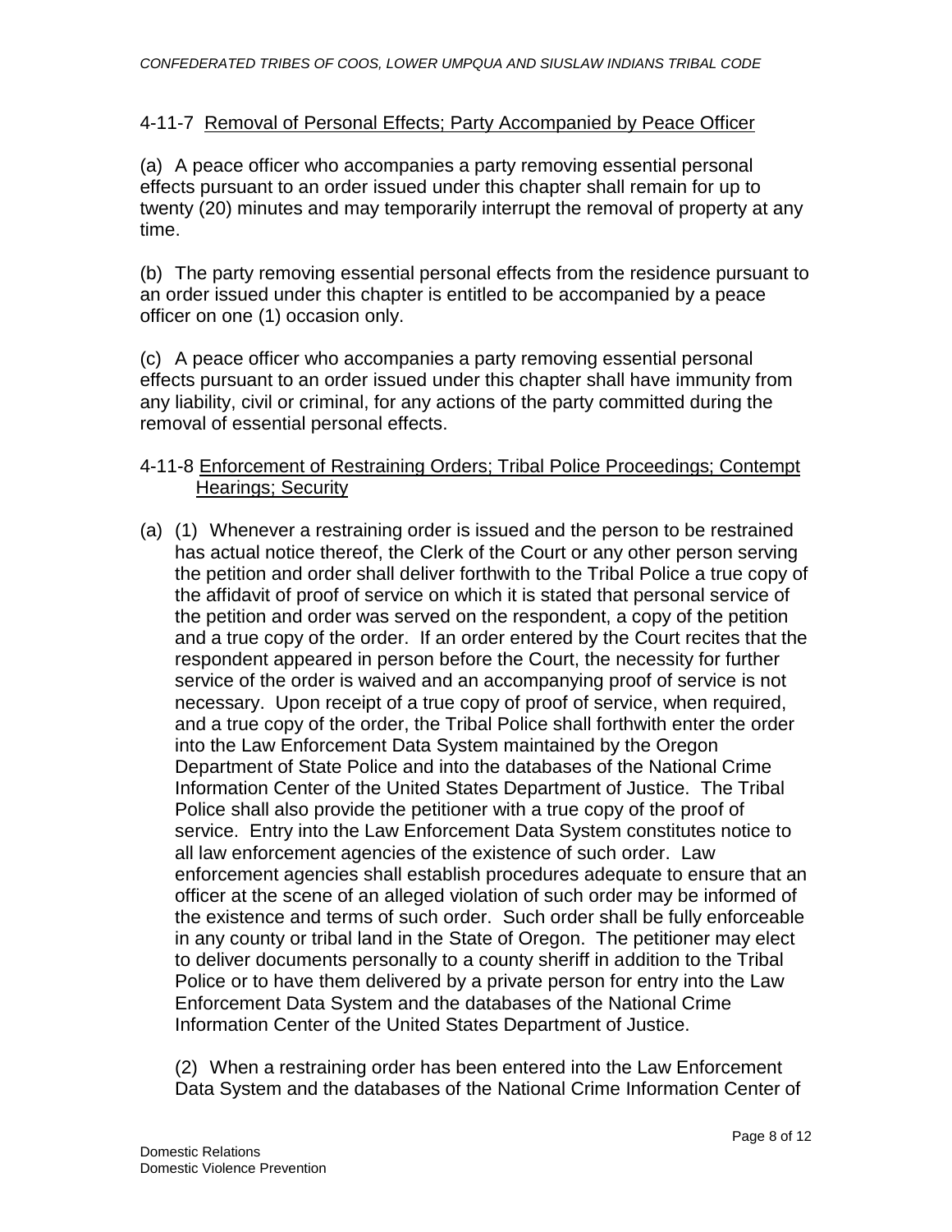### 4-11-7 Removal of Personal Effects; Party Accompanied by Peace Officer

(a) A peace officer who accompanies a party removing essential personal effects pursuant to an order issued under this chapter shall remain for up to twenty (20) minutes and may temporarily interrupt the removal of property at any time.

(b) The party removing essential personal effects from the residence pursuant to an order issued under this chapter is entitled to be accompanied by a peace officer on one (1) occasion only.

(c) A peace officer who accompanies a party removing essential personal effects pursuant to an order issued under this chapter shall have immunity from any liability, civil or criminal, for any actions of the party committed during the removal of essential personal effects.

### 4-11-8 Enforcement of Restraining Orders; Tribal Police Proceedings; Contempt Hearings; Security

(a) (1) Whenever a restraining order is issued and the person to be restrained has actual notice thereof, the Clerk of the Court or any other person serving the petition and order shall deliver forthwith to the Tribal Police a true copy of the affidavit of proof of service on which it is stated that personal service of the petition and order was served on the respondent, a copy of the petition and a true copy of the order. If an order entered by the Court recites that the respondent appeared in person before the Court, the necessity for further service of the order is waived and an accompanying proof of service is not necessary. Upon receipt of a true copy of proof of service, when required, and a true copy of the order, the Tribal Police shall forthwith enter the order into the Law Enforcement Data System maintained by the Oregon Department of State Police and into the databases of the National Crime Information Center of the United States Department of Justice. The Tribal Police shall also provide the petitioner with a true copy of the proof of service. Entry into the Law Enforcement Data System constitutes notice to all law enforcement agencies of the existence of such order. Law enforcement agencies shall establish procedures adequate to ensure that an officer at the scene of an alleged violation of such order may be informed of the existence and terms of such order. Such order shall be fully enforceable in any county or tribal land in the State of Oregon. The petitioner may elect to deliver documents personally to a county sheriff in addition to the Tribal Police or to have them delivered by a private person for entry into the Law Enforcement Data System and the databases of the National Crime Information Center of the United States Department of Justice.

(2) When a restraining order has been entered into the Law Enforcement Data System and the databases of the National Crime Information Center of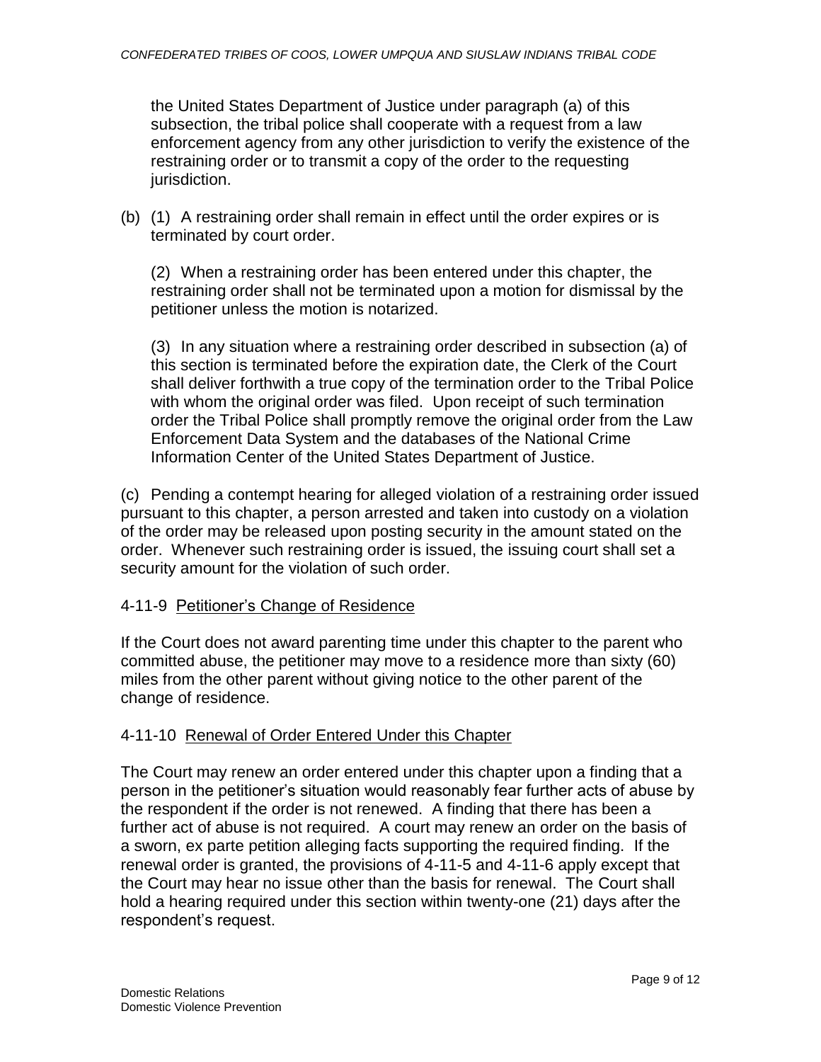the United States Department of Justice under paragraph (a) of this subsection, the tribal police shall cooperate with a request from a law enforcement agency from any other jurisdiction to verify the existence of the restraining order or to transmit a copy of the order to the requesting jurisdiction.

(b) (1) A restraining order shall remain in effect until the order expires or is terminated by court order.

(2) When a restraining order has been entered under this chapter, the restraining order shall not be terminated upon a motion for dismissal by the petitioner unless the motion is notarized.

(3) In any situation where a restraining order described in subsection (a) of this section is terminated before the expiration date, the Clerk of the Court shall deliver forthwith a true copy of the termination order to the Tribal Police with whom the original order was filed. Upon receipt of such termination order the Tribal Police shall promptly remove the original order from the Law Enforcement Data System and the databases of the National Crime Information Center of the United States Department of Justice.

(c) Pending a contempt hearing for alleged violation of a restraining order issued pursuant to this chapter, a person arrested and taken into custody on a violation of the order may be released upon posting security in the amount stated on the order. Whenever such restraining order is issued, the issuing court shall set a security amount for the violation of such order.

4-11-9 Petitioner's Change of Residence

If the Court does not award parenting time under this chapter to the parent who committed abuse, the petitioner may move to a residence more than sixty (60) miles from the other parent without giving notice to the other parent of the change of residence.

4-11-10 Renewal of Order Entered Under this Chapter

The Court may renew an order entered under this chapter upon a finding that a person in the petitioner's situation would reasonably fear further acts of abuse by the respondent if the order is not renewed. A finding that there has been a further act of abuse is not required. A court may renew an order on the basis of a sworn, ex parte petition alleging facts supporting the required finding. If the renewal order is granted, the provisions of 4-11-5 and 4-11-6 apply except that the Court may hear no issue other than the basis for renewal. The Court shall hold a hearing required under this section within twenty-one (21) days after the respondent's request.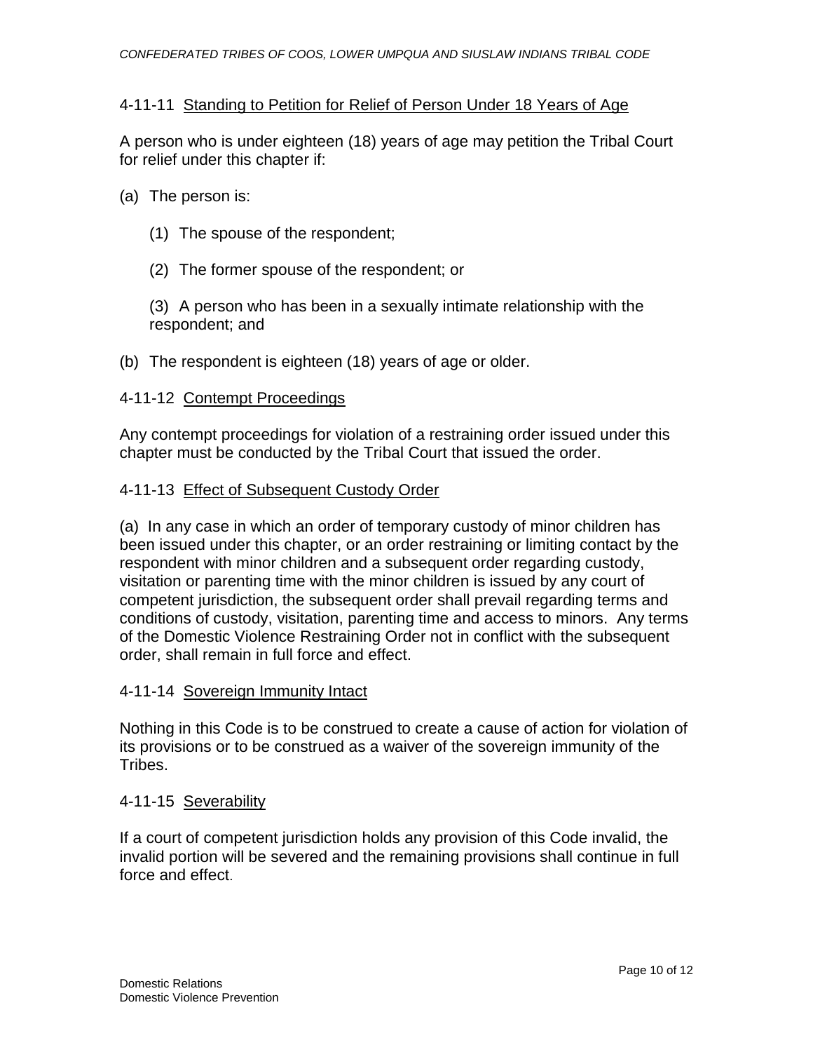## 4-11-11 Standing to Petition for Relief of Person Under 18 Years of Age

A person who is under eighteen (18) years of age may petition the Tribal Court for relief under this chapter if:

(a) The person is:

(1) The spouse of the respondent;

(2) The former spouse of the respondent; or

(3) A person who has been in a sexually intimate relationship with the respondent; and

(b) The respondent is eighteen (18) years of age or older.

## 4-11-12 Contempt Proceedings

Any contempt proceedings for violation of a restraining order issued under this chapter must be conducted by the Tribal Court that issued the order.

## 4-11-13 Effect of Subsequent Custody Order

(a) In any case in which an order of temporary custody of minor children has been issued under this chapter, or an order restraining or limiting contact by the respondent with minor children and a subsequent order regarding custody, visitation or parenting time with the minor children is issued by any court of competent jurisdiction, the subsequent order shall prevail regarding terms and conditions of custody, visitation, parenting time and access to minors. Any terms of the Domestic Violence Restraining Order not in conflict with the subsequent order, shall remain in full force and effect.

## 4-11-14 Sovereign Immunity Intact

Nothing in this Code is to be construed to create a cause of action for violation of its provisions or to be construed as a waiver of the sovereign immunity of the Tribes.

## 4-11-15 Severability

If a court of competent jurisdiction holds any provision of this Code invalid, the invalid portion will be severed and the remaining provisions shall continue in full force and effect.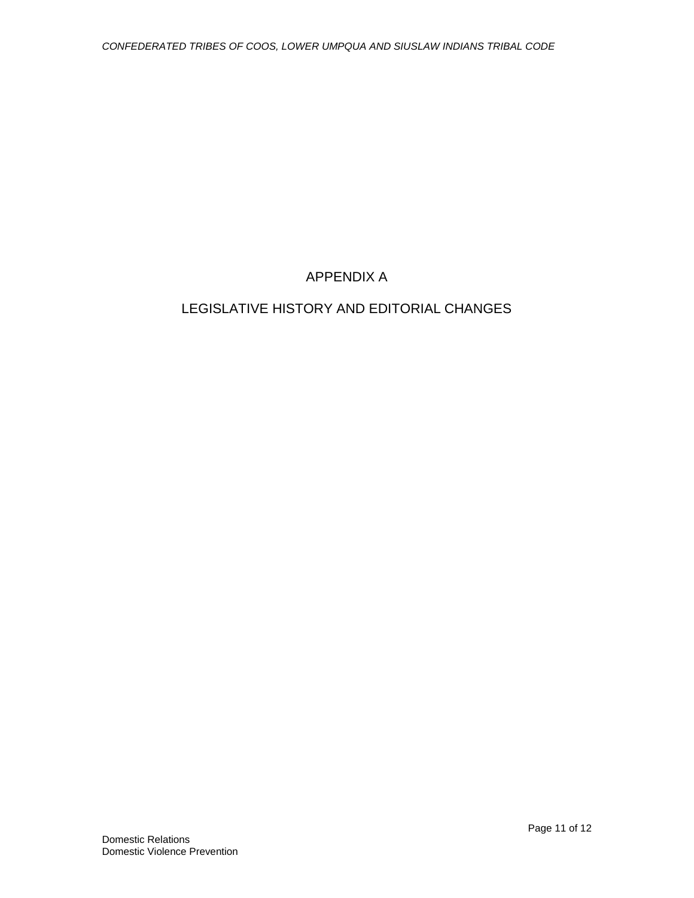# APPENDIX A

## LEGISLATIVE HISTORY AND EDITORIAL CHANGES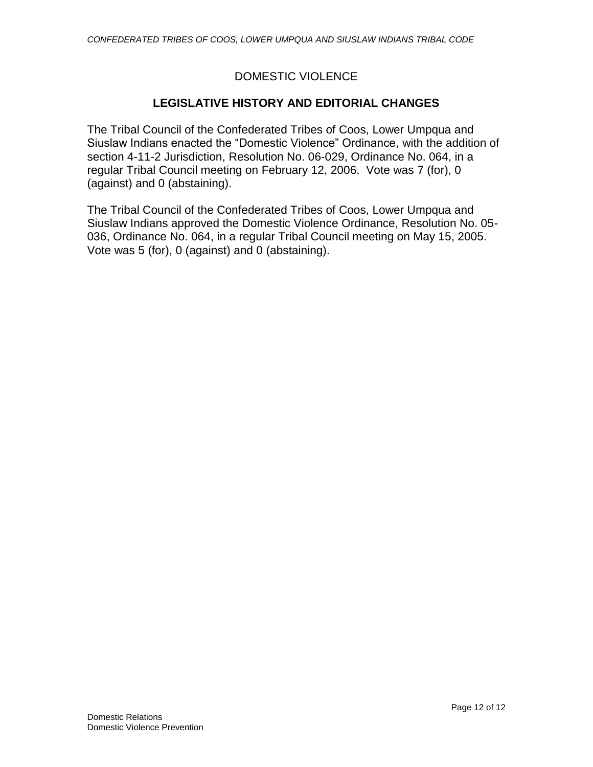DOMESTIC VIOLENCE

## LEGISLATIVE HISTORY AND EDITORIAL CHANGES

The Tribal Council of the Confederated Tribes of Coos, Lower Umpqua and Siuslaw Indians enacted the "Domestic Violence" Ordinance, with the addition of section 4-11-2 Jurisdiction, Resolution No. 06-029, Ordinance No. 064, in a regular Tribal Council meeting on February 12, 2006. Vote was 7 (for), 0 (against) and 0 (abstaining).

The Tribal Council of the Confederated Tribes of Coos, Lower Umpqua and Siuslaw Indians approved the Domestic Violence Ordinance, Resolution No. 05-036, Ordinance No. 064, in a regular Tribal Council meeting on May 15, 2005. Vote was 5 (for), 0 (against) and 0 (abstaining).